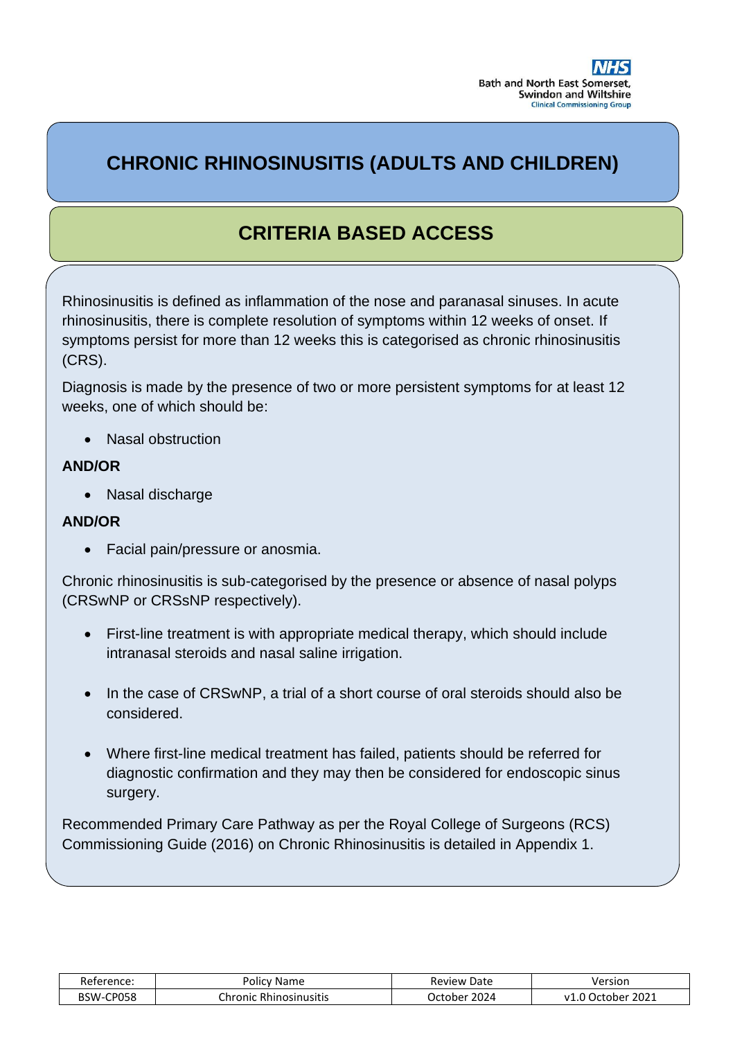# CHRONIC RHINOSINUSITIS (ADULTS AND CHILDREN)

## CRITERIA BASED ACCESS

Rhinosinusitis is defined as inflammation of the nose and paranasal sinuses. In acute rhinosinusitis, there is complete resolution of symptoms within 12 weeks of onset. If symptoms persist for more than 12 weeks this is categorised as chronic rhinosinusitis (CRS).

Diagnosis is made by the presence of two or more persistent symptoms for at least 12 weeks, one of which should be:

- Nasal obstruction

**AND/OR**

- Nasal discharge

**AND/OR**

- Facial pain/pressure or anosmia.

Chronic rhinosinusitis is sub-categorised by the presence or absence of nasal polyps (CRSwNP or CRSsNP respectively).

- First-line treatment is with appropriate medical therapy, which should include intranasal steroids and nasal saline irrigation.
- In the case of CRSwNP, a trial of a short course of oral steroids should also be considered.
- Where first-line medical treatment has failed, patients should be referred for diagnostic confirmation and they may then be considered for endoscopic sinus surgery.

Recommended Primary Care Pathway as per the Royal College of Surgeons (RCS) Commissioning Guide (2016) on Chronic Rhinosinusitis is detailed in Appendix 1.

| Reference: | Policy Name | Review Date | Version |
|---|---|---|---|
| BSW-CP058 | Chronic Rhinosinusitis | October 2024 | v1.0 October 2021 |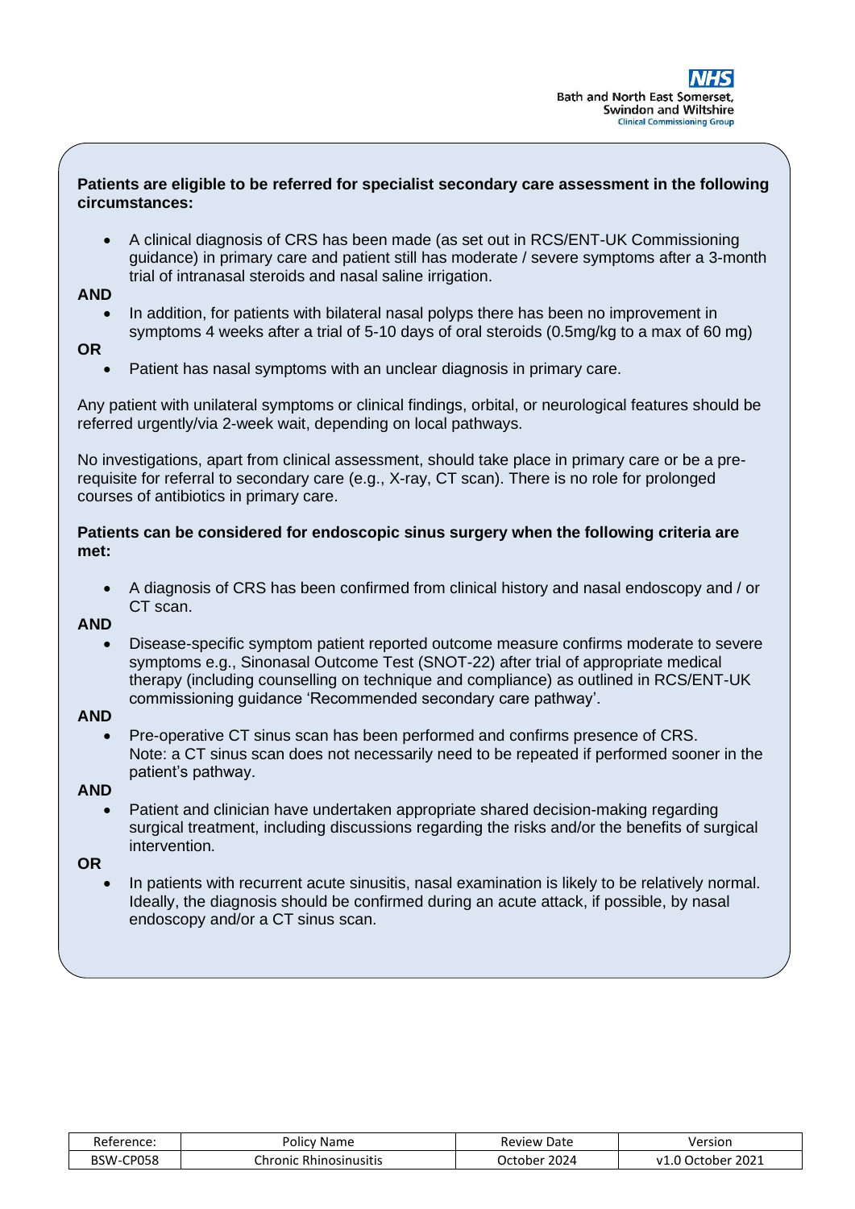**Patients are eligible to be referred for specialist secondary care assessment in the following circumstances:**

- A clinical diagnosis of CRS has been made (as set out in RCS/ENT-UK Commissioning guidance) in primary care and patient still has moderate / severe symptoms after a 3-month trial of intranasal steroids and nasal saline irrigation.

**AND**

- In addition, for patients with bilateral nasal polyps there has been no improvement in symptoms 4 weeks after a trial of 5-10 days of oral steroids (0.5mg/kg to a max of 60 mg)

**OR**

- Patient has nasal symptoms with an unclear diagnosis in primary care.

Any patient with unilateral symptoms or clinical findings, orbital, or neurological features should be referred urgently/via 2-week wait, depending on local pathways.

No investigations, apart from clinical assessment, should take place in primary care or be a pre-requisite for referral to secondary care (e.g., X-ray, CT scan). There is no role for prolonged courses of antibiotics in primary care.

**Patients can be considered for endoscopic sinus surgery when the following criteria are met:**

- A diagnosis of CRS has been confirmed from clinical history and nasal endoscopy and / or CT scan.

**AND**

- Disease-specific symptom patient reported outcome measure confirms moderate to severe symptoms e.g., Sinonasal Outcome Test (SNOT-22) after trial of appropriate medical therapy (including counselling on technique and compliance) as outlined in RCS/ENT-UK commissioning guidance 'Recommended secondary care pathway'.

**AND**

- Pre-operative CT sinus scan has been performed and confirms presence of CRS.
  Note: a CT sinus scan does not necessarily need to be repeated if performed sooner in the patient's pathway.

**AND**

- Patient and clinician have undertaken appropriate shared decision-making regarding surgical treatment, including discussions regarding the risks and/or the benefits of surgical intervention.

**OR**

- In patients with recurrent acute sinusitis, nasal examination is likely to be relatively normal. Ideally, the diagnosis should be confirmed during an acute attack, if possible, by nasal endoscopy and/or a CT sinus scan.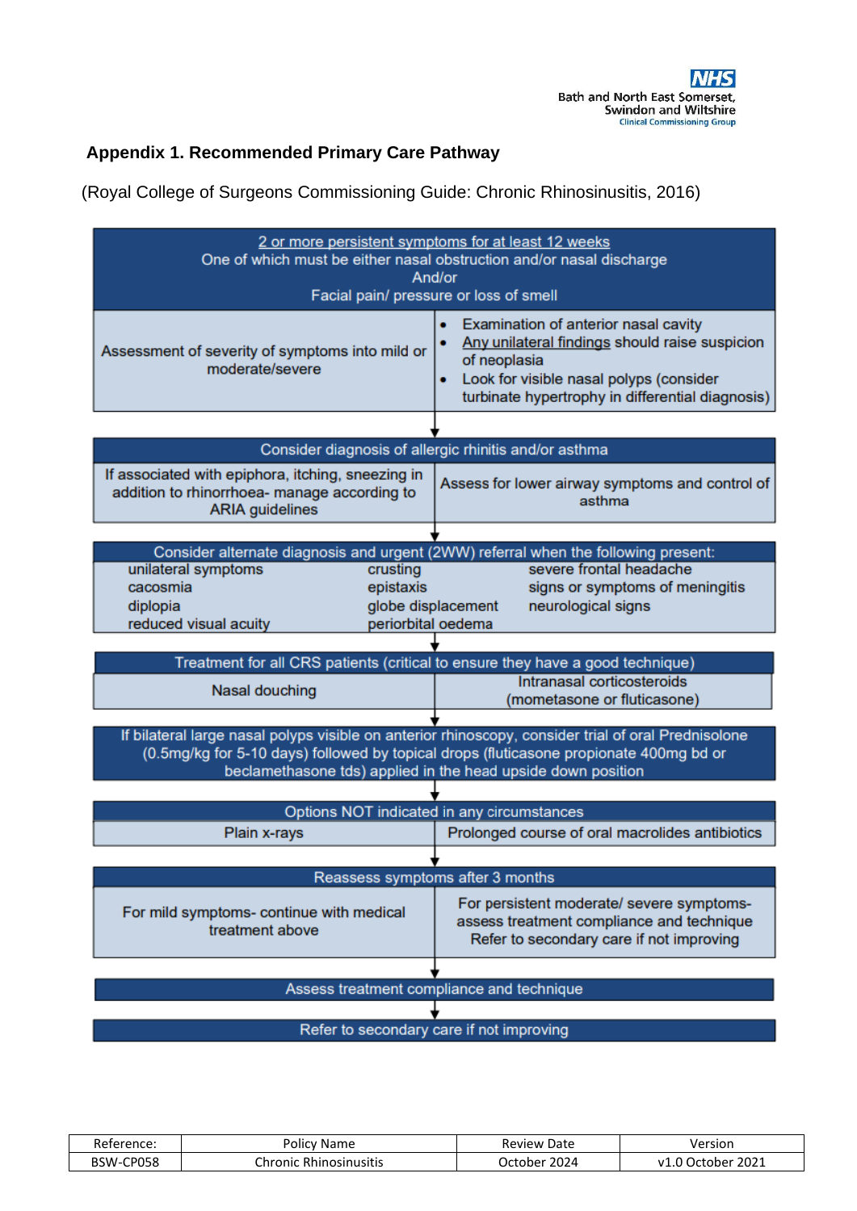## Appendix 1. Recommended Primary Care Pathway

(Royal College of Surgeons Commissioning Guide: Chronic Rhinosinusitis, 2016)

**2 or more persistent symptoms for at least 12 weeks**
One of which must be either nasal obstruction and/or nasal discharge
And/or
Facial pain/ pressure or loss of smell

| | |
|---|---|
| Assessment of severity of symptoms into mild or moderate/severe | • Examination of anterior nasal cavity<br>• Any unilateral findings should raise suspicion of neoplasia<br>• Look for visible nasal polyps (consider turbinate hypertrophy in differential diagnosis) |

↓

**Consider diagnosis of allergic rhinitis and/or asthma**

| | |
|---|---|
| If associated with epiphora, itching, sneezing in addition to rhinorrhoea- manage according to ARIA guidelines | Assess for lower airway symptoms and control of asthma |

↓

**Consider alternate diagnosis and urgent (2WW) referral when the following present:**

| | | |
|---|---|---|
| unilateral symptoms | crusting | severe frontal headache |
| cacosmia | epistaxis | signs or symptoms of meningitis |
| diplopia | globe displacement | neurological signs |
| reduced visual acuity | periorbital oedema | |

↓

**Treatment for all CRS patients (critical to ensure they have a good technique)**

| | |
|---|---|
| Nasal douching | Intranasal corticosteroids (mometasone or fluticasone) |

↓

**If bilateral large nasal polyps visible on anterior rhinoscopy, consider trial of oral Prednisolone (0.5mg/kg for 5-10 days) followed by topical drops (fluticasone propionate 400mg bd or beclamethasone tds) applied in the head upside down position**

↓

**Options NOT indicated in any circumstances**

| | |
|---|---|
| Plain x-rays | Prolonged course of oral macrolides antibiotics |

↓

**Reassess symptoms after 3 months**

| | |
|---|---|
| For mild symptoms- continue with medical treatment above | For persistent moderate/ severe symptoms- assess treatment compliance and technique<br>Refer to secondary care if not improving |

↓

**Assess treatment compliance and technique**

↓

**Refer to secondary care if not improving**

| Reference: | Policy Name | Review Date | Version |
|---|---|---|---|
| BSW-CP058 | Chronic Rhinosinusitis | October 2024 | v1.0 October 2021 |